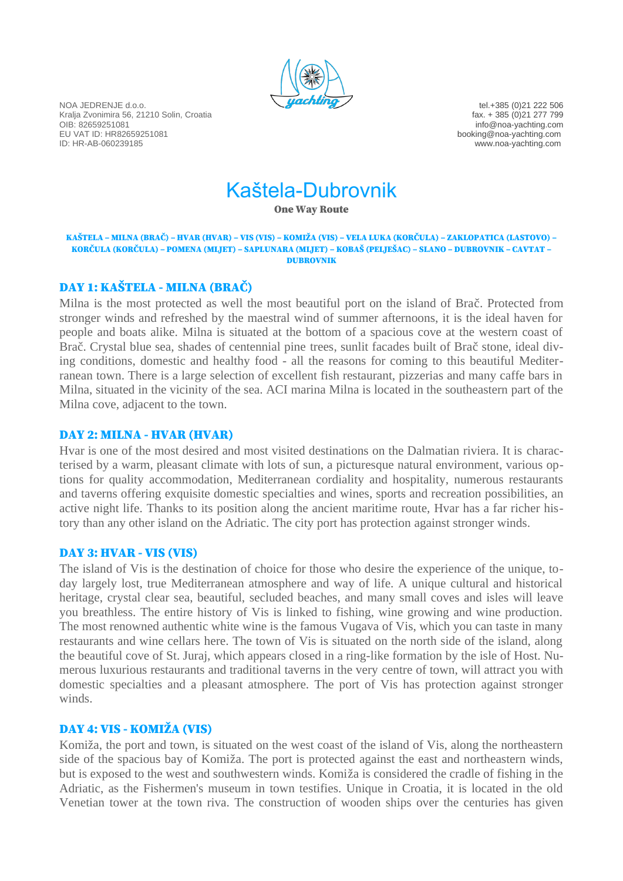NOA JEDRENJE d.o.o.
Kralja Zvonimira 56, 21210 Solin, Croatia
OIB: 82659251081
EU VAT ID: HR82659251081
ID: HR-AB-060239185

tel.+385 (0)21 222 506
fax. + 385 (0)21 277 799
info@noa-yachting.com
booking@noa-yachting.com
www.noa-yachting.com

# Kaštela-Dubrovnik

**One Way Route**

**KAŠTELA – MILNA (BRAČ) – HVAR (HVAR) – VIS (VIS) – KOMIŽA (VIS) – VELA LUKA (KORČULA) – ZAKLOPATICA (LASTOVO) – KORČULA (KORČULA) – POMENA (MLJET) – SAPLUNARA (MLJET) – KOBAŠ (PELJEŠAC) – SLANO – DUBROVNIK – CAVTAT – DUBROVNIK**

## DAY 1: KAŠTELA - MILNA (BRAČ)

Milna is the most protected as well the most beautiful port on the island of Brač. Protected from stronger winds and refreshed by the maestral wind of summer afternoons, it is the ideal haven for people and boats alike. Milna is situated at the bottom of a spacious cove at the western coast of Brač. Crystal blue sea, shades of centennial pine trees, sunlit facades built of Brač stone, ideal diving conditions, domestic and healthy food - all the reasons for coming to this beautiful Mediterranean town. There is a large selection of excellent fish restaurant, pizzerias and many caffe bars in Milna, situated in the vicinity of the sea. ACI marina Milna is located in the southeastern part of the Milna cove, adjacent to the town.

## DAY 2: MILNA - HVAR (HVAR)

Hvar is one of the most desired and most visited destinations on the Dalmatian riviera. It is characterised by a warm, pleasant climate with lots of sun, a picturesque natural environment, various options for quality accommodation, Mediterranean cordiality and hospitality, numerous restaurants and taverns offering exquisite domestic specialties and wines, sports and recreation possibilities, an active night life. Thanks to its position along the ancient maritime route, Hvar has a far richer history than any other island on the Adriatic. The city port has protection against stronger winds.

## DAY 3: HVAR - VIS (VIS)

The island of Vis is the destination of choice for those who desire the experience of the unique, today largely lost, true Mediterranean atmosphere and way of life. A unique cultural and historical heritage, crystal clear sea, beautiful, secluded beaches, and many small coves and isles will leave you breathless. The entire history of Vis is linked to fishing, wine growing and wine production. The most renowned authentic white wine is the famous Vugava of Vis, which you can taste in many restaurants and wine cellars here. The town of Vis is situated on the north side of the island, along the beautiful cove of St. Juraj, which appears closed in a ring-like formation by the isle of Host. Numerous luxurious restaurants and traditional taverns in the very centre of town, will attract you with domestic specialties and a pleasant atmosphere. The port of Vis has protection against stronger winds.

## DAY 4: VIS - KOMIŽA (VIS)

Komiža, the port and town, is situated on the west coast of the island of Vis, along the northeastern side of the spacious bay of Komiža. The port is protected against the east and northeastern winds, but is exposed to the west and southwestern winds. Komiža is considered the cradle of fishing in the Adriatic, as the Fishermen's museum in town testifies. Unique in Croatia, it is located in the old Venetian tower at the town riva. The construction of wooden ships over the centuries has given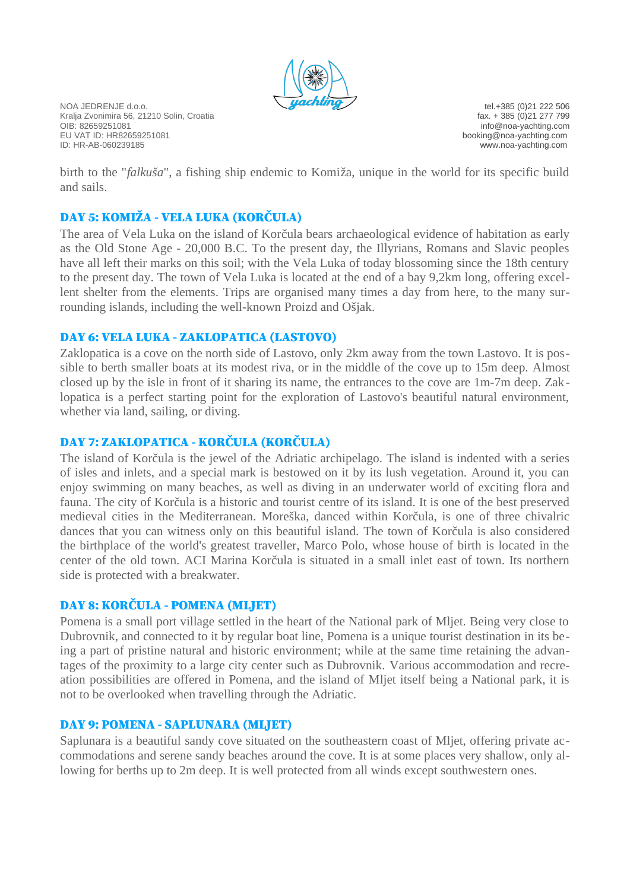birth to the "*falkuša*", a fishing ship endemic to Komiža, unique in the world for its specific build and sails.

### DAY 5: KOMIŽA - VELA LUKA (KORČULA)

The area of Vela Luka on the island of Korčula bears archaeological evidence of habitation as early as the Old Stone Age - 20,000 B.C. To the present day, the Illyrians, Romans and Slavic peoples have all left their marks on this soil; with the Vela Luka of today blossoming since the 18th century to the present day. The town of Vela Luka is located at the end of a bay 9,2km long, offering excellent shelter from the elements. Trips are organised many times a day from here, to the many surrounding islands, including the well-known Proizd and Ošjak.

### DAY 6: VELA LUKA - ZAKLOPATICA (LASTOVO)

Zaklopatica is a cove on the north side of Lastovo, only 2km away from the town Lastovo. It is possible to berth smaller boats at its modest riva, or in the middle of the cove up to 15m deep. Almost closed up by the isle in front of it sharing its name, the entrances to the cove are 1m-7m deep. Zaklopatica is a perfect starting point for the exploration of Lastovo's beautiful natural environment, whether via land, sailing, or diving.

### DAY 7: ZAKLOPATICA - KORČULA (KORČULA)

The island of Korčula is the jewel of the Adriatic archipelago. The island is indented with a series of isles and inlets, and a special mark is bestowed on it by its lush vegetation. Around it, you can enjoy swimming on many beaches, as well as diving in an underwater world of exciting flora and fauna. The city of Korčula is a historic and tourist centre of its island. It is one of the best preserved medieval cities in the Mediterranean. Moreška, danced within Korčula, is one of three chivalric dances that you can witness only on this beautiful island. The town of Korčula is also considered the birthplace of the world's greatest traveller, Marco Polo, whose house of birth is located in the center of the old town. ACI Marina Korčula is situated in a small inlet east of town. Its northern side is protected with a breakwater.

### DAY 8: KORČULA - POMENA (MLJET)

Pomena is a small port village settled in the heart of the National park of Mljet. Being very close to Dubrovnik, and connected to it by regular boat line, Pomena is a unique tourist destination in its being a part of pristine natural and historic environment; while at the same time retaining the advantages of the proximity to a large city center such as Dubrovnik. Various accommodation and recreation possibilities are offered in Pomena, and the island of Mljet itself being a National park, it is not to be overlooked when travelling through the Adriatic.

### DAY 9: POMENA - SAPLUNARA (MLJET)

Saplunara is a beautiful sandy cove situated on the southeastern coast of Mljet, offering private accommodations and serene sandy beaches around the cove. It is at some places very shallow, only allowing for berths up to 2m deep. It is well protected from all winds except southwestern ones.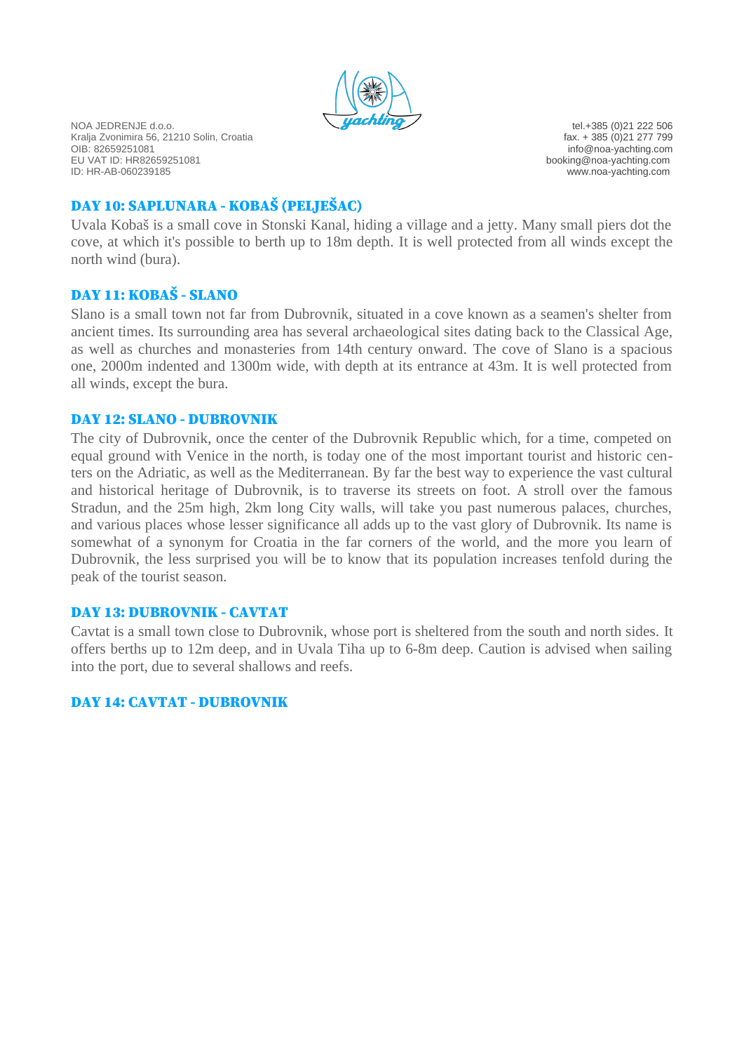## DAY 10: SAPLUNARA - KOBAŠ (PELJEŠAC)

Uvala Kobaš is a small cove in Stonski Kanal, hiding a village and a jetty. Many small piers dot the cove, at which it's possible to berth up to 18m depth. It is well protected from all winds except the north wind (bura).

## DAY 11: KOBAŠ - SLANO

Slano is a small town not far from Dubrovnik, situated in a cove known as a seamen's shelter from ancient times. Its surrounding area has several archaeological sites dating back to the Classical Age, as well as churches and monasteries from 14th century onward. The cove of Slano is a spacious one, 2000m indented and 1300m wide, with depth at its entrance at 43m. It is well protected from all winds, except the bura.

## DAY 12: SLANO - DUBROVNIK

The city of Dubrovnik, once the center of the Dubrovnik Republic which, for a time, competed on equal ground with Venice in the north, is today one of the most important tourist and historic centers on the Adriatic, as well as the Mediterranean. By far the best way to experience the vast cultural and historical heritage of Dubrovnik, is to traverse its streets on foot. A stroll over the famous Stradun, and the 25m high, 2km long City walls, will take you past numerous palaces, churches, and various places whose lesser significance all adds up to the vast glory of Dubrovnik. Its name is somewhat of a synonym for Croatia in the far corners of the world, and the more you learn of Dubrovnik, the less surprised you will be to know that its population increases tenfold during the peak of the tourist season.

## DAY 13: DUBROVNIK - CAVTAT

Cavtat is a small town close to Dubrovnik, whose port is sheltered from the south and north sides. It offers berths up to 12m deep, and in Uvala Tiha up to 6-8m deep. Caution is advised when sailing into the port, due to several shallows and reefs.

## DAY 14: CAVTAT - DUBROVNIK